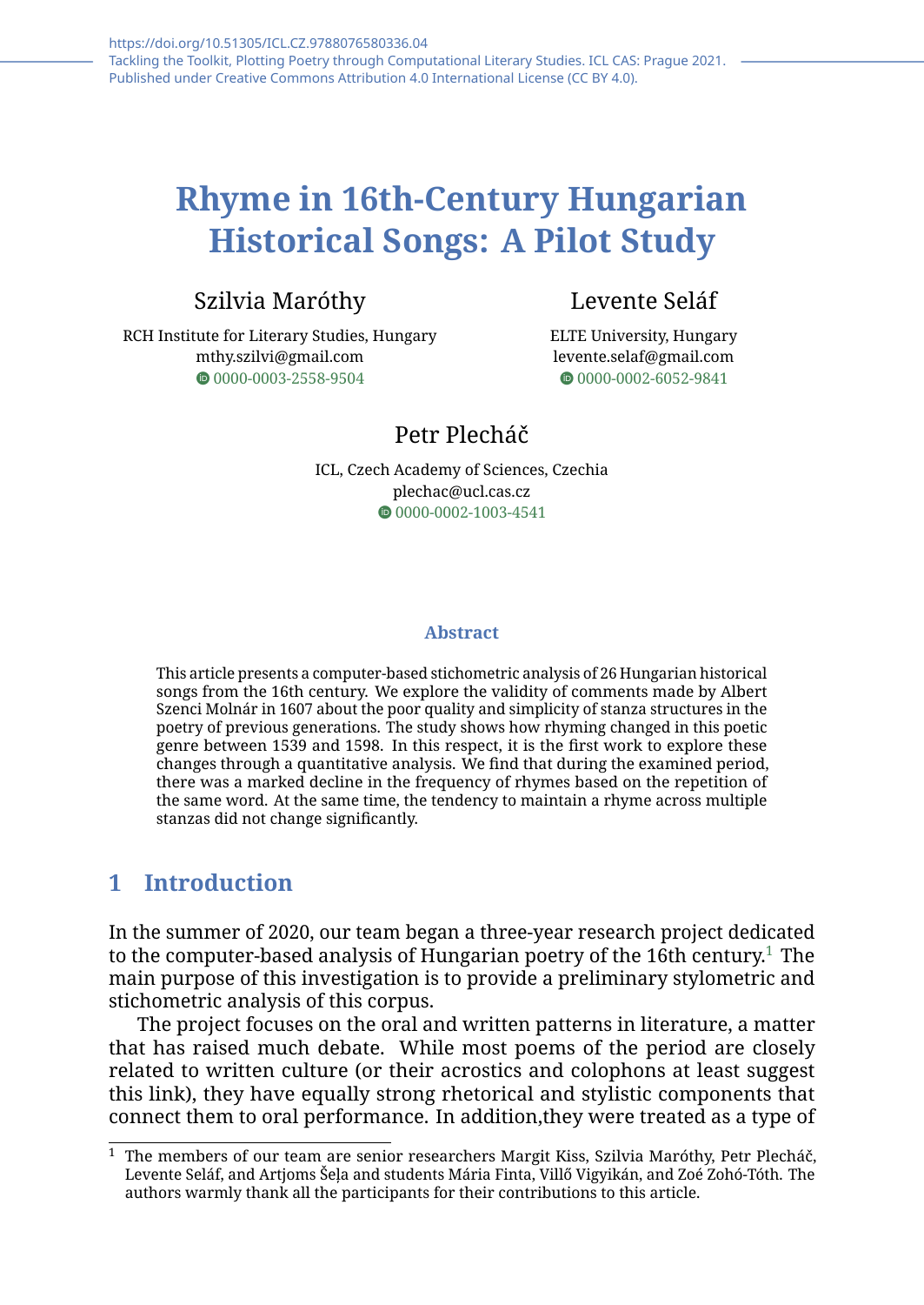https://doi.org/10.51305/ICL.CZ.9788076580336.04
Tackling the Toolkit, Plotting Poetry through Computational Literary Studies. ICL CAS: Prague 2021.
Published under Creative Commons Attribution 4.0 International License (CC BY 4.0).

# Rhyme in 16th-Century Hungarian Historical Songs: A Pilot Study

**Szilvia Maróthy**
RCH Institute for Literary Studies, Hungary
mthy.szilvi@gmail.com
0000-0003-2558-9504

**Levente Seláf**
ELTE University, Hungary
levente.selaf@gmail.com
0000-0002-6052-9841

**Petr Plecháč**
ICL, Czech Academy of Sciences, Czechia
plechac@ucl.cas.cz
0000-0002-1003-4541

### Abstract

This article presents a computer-based stichometric analysis of 26 Hungarian historical songs from the 16th century. We explore the validity of comments made by Albert Szenci Molnár in 1607 about the poor quality and simplicity of stanza structures in the poetry of previous generations. The study shows how rhyming changed in this poetic genre between 1539 and 1598. In this respect, it is the first work to explore these changes through a quantitative analysis. We find that during the examined period, there was a marked decline in the frequency of rhymes based on the repetition of the same word. At the same time, the tendency to maintain a rhyme across multiple stanzas did not change significantly.

## 1 Introduction

In the summer of 2020, our team began a three-year research project dedicated to the computer-based analysis of Hungarian poetry of the 16th century.[1] The main purpose of this investigation is to provide a preliminary stylometric and stichometric analysis of this corpus.

The project focuses on the oral and written patterns in literature, a matter that has raised much debate. While most poems of the period are closely related to written culture (or their acrostics and colophons at least suggest this link), they have equally strong rhetorical and stylistic components that connect them to oral performance. In addition,they were treated as a type of

[1] The members of our team are senior researchers Margit Kiss, Szilvia Maróthy, Petr Plecháč, Levente Seláf, and Artjoms Šeļa and students Mária Finta, Villő Vigyikán, and Zoé Zohó-Tóth. The authors warmly thank all the participants for their contributions to this article.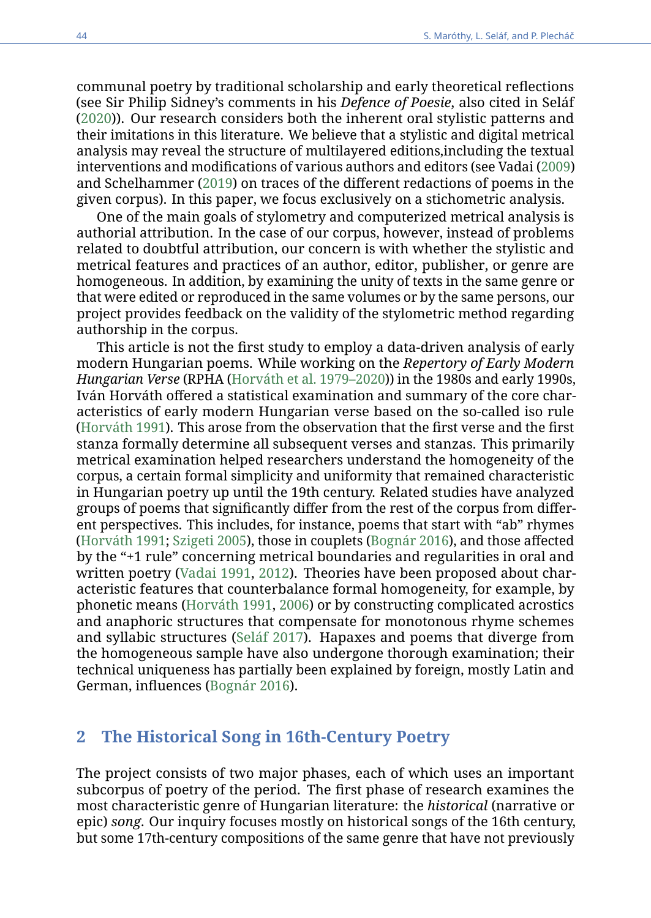communal poetry by traditional scholarship and early theoretical reflections (see Sir Philip Sidney's comments in his *Defence of Poesie*, also cited in Seláf (2020)). Our research considers both the inherent oral stylistic patterns and their imitations in this literature. We believe that a stylistic and digital metrical analysis may reveal the structure of multilayered editions,including the textual interventions and modifications of various authors and editors (see Vadai (2009) and Schelhammer (2019) on traces of the different redactions of poems in the given corpus). In this paper, we focus exclusively on a stichometric analysis.

One of the main goals of stylometry and computerized metrical analysis is authorial attribution. In the case of our corpus, however, instead of problems related to doubtful attribution, our concern is with whether the stylistic and metrical features and practices of an author, editor, publisher, or genre are homogeneous. In addition, by examining the unity of texts in the same genre or that were edited or reproduced in the same volumes or by the same persons, our project provides feedback on the validity of the stylometric method regarding authorship in the corpus.

This article is not the first study to employ a data-driven analysis of early modern Hungarian poems. While working on the *Repertory of Early Modern Hungarian Verse* (RPHA (Horváth et al. 1979–2020)) in the 1980s and early 1990s, Iván Horváth offered a statistical examination and summary of the core characteristics of early modern Hungarian verse based on the so-called iso rule (Horváth 1991). This arose from the observation that the first verse and the first stanza formally determine all subsequent verses and stanzas. This primarily metrical examination helped researchers understand the homogeneity of the corpus, a certain formal simplicity and uniformity that remained characteristic in Hungarian poetry up until the 19th century. Related studies have analyzed groups of poems that significantly differ from the rest of the corpus from different perspectives. This includes, for instance, poems that start with "ab" rhymes (Horváth 1991; Szigeti 2005), those in couplets (Bognár 2016), and those affected by the "+1 rule" concerning metrical boundaries and regularities in oral and written poetry (Vadai 1991, 2012). Theories have been proposed about characteristic features that counterbalance formal homogeneity, for example, by phonetic means (Horváth 1991, 2006) or by constructing complicated acrostics and anaphoric structures that compensate for monotonous rhyme schemes and syllabic structures (Seláf 2017). Hapaxes and poems that diverge from the homogeneous sample have also undergone thorough examination; their technical uniqueness has partially been explained by foreign, mostly Latin and German, influences (Bognár 2016).

## 2 The Historical Song in 16th-Century Poetry

The project consists of two major phases, each of which uses an important subcorpus of poetry of the period. The first phase of research examines the most characteristic genre of Hungarian literature: the *historical* (narrative or epic) *song*. Our inquiry focuses mostly on historical songs of the 16th century, but some 17th-century compositions of the same genre that have not previously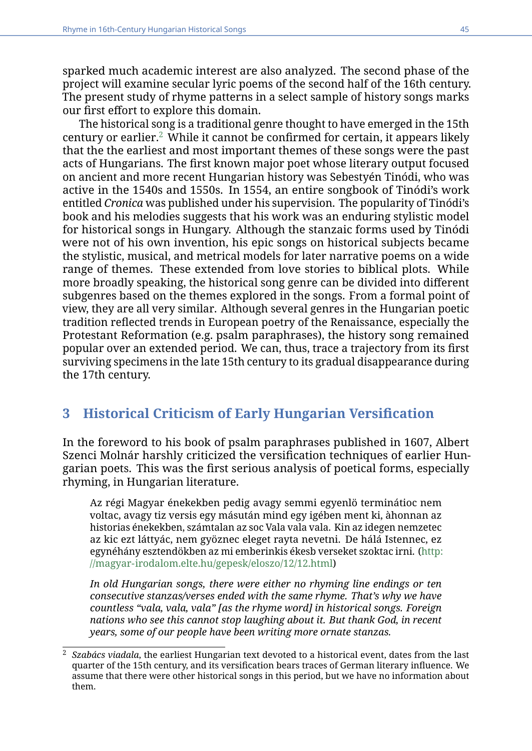sparked much academic interest are also analyzed. The second phase of the project will examine secular lyric poems of the second half of the 16th century. The present study of rhyme patterns in a select sample of history songs marks our first effort to explore this domain.

The historical song is a traditional genre thought to have emerged in the 15th century or earlier.[2] While it cannot be confirmed for certain, it appears likely that the the earliest and most important themes of these songs were the past acts of Hungarians. The first known major poet whose literary output focused on ancient and more recent Hungarian history was Sebestyén Tinódi, who was active in the 1540s and 1550s. In 1554, an entire songbook of Tinódi's work entitled *Cronica* was published under his supervision. The popularity of Tinódi's book and his melodies suggests that his work was an enduring stylistic model for historical songs in Hungary. Although the stanzaic forms used by Tinódi were not of his own invention, his epic songs on historical subjects became the stylistic, musical, and metrical models for later narrative poems on a wide range of themes. These extended from love stories to biblical plots. While more broadly speaking, the historical song genre can be divided into different subgenres based on the themes explored in the songs. From a formal point of view, they are all very similar. Although several genres in the Hungarian poetic tradition reflected trends in European poetry of the Renaissance, especially the Protestant Reformation (e.g. psalm paraphrases), the history song remained popular over an extended period. We can, thus, trace a trajectory from its first surviving specimens in the late 15th century to its gradual disappearance during the 17th century.

## 3 Historical Criticism of Early Hungarian Versification

In the foreword to his book of psalm paraphrases published in 1607, Albert Szenci Molnár harshly criticized the versification techniques of earlier Hungarian poets. This was the first serious analysis of poetical forms, especially rhyming, in Hungarian literature.

> Az régi Magyar énekekben pedig avagy semmi egyenlö terminátioc nem voltac, avagy tiz versis egy másután mind egy igében ment ki, àhonnan az historias énekekben, számtalan az soc Vala vala vala. Kin az idegen nemzetec az kic ezt láttyác, nem gyöznec eleget rayta nevetni. De hálá Istennec, ez egynéhány esztendökben az mi emberinkis ékesb verseket szoktac irni. (http://magyar-irodalom.elte.hu/gepesk/eloszo/12/12.html)
>
> *In old Hungarian songs, there were either no rhyming line endings or ten consecutive stanzas/verses ended with the same rhyme. That's why we have countless "vala, vala, vala" [as the rhyme word] in historical songs. Foreign nations who see this cannot stop laughing about it. But thank God, in recent years, some of our people have been writing more ornate stanzas.*

[2] *Szabács viadala*, the earliest Hungarian text devoted to a historical event, dates from the last quarter of the 15th century, and its versification bears traces of German literary influence. We assume that there were other historical songs in this period, but we have no information about them.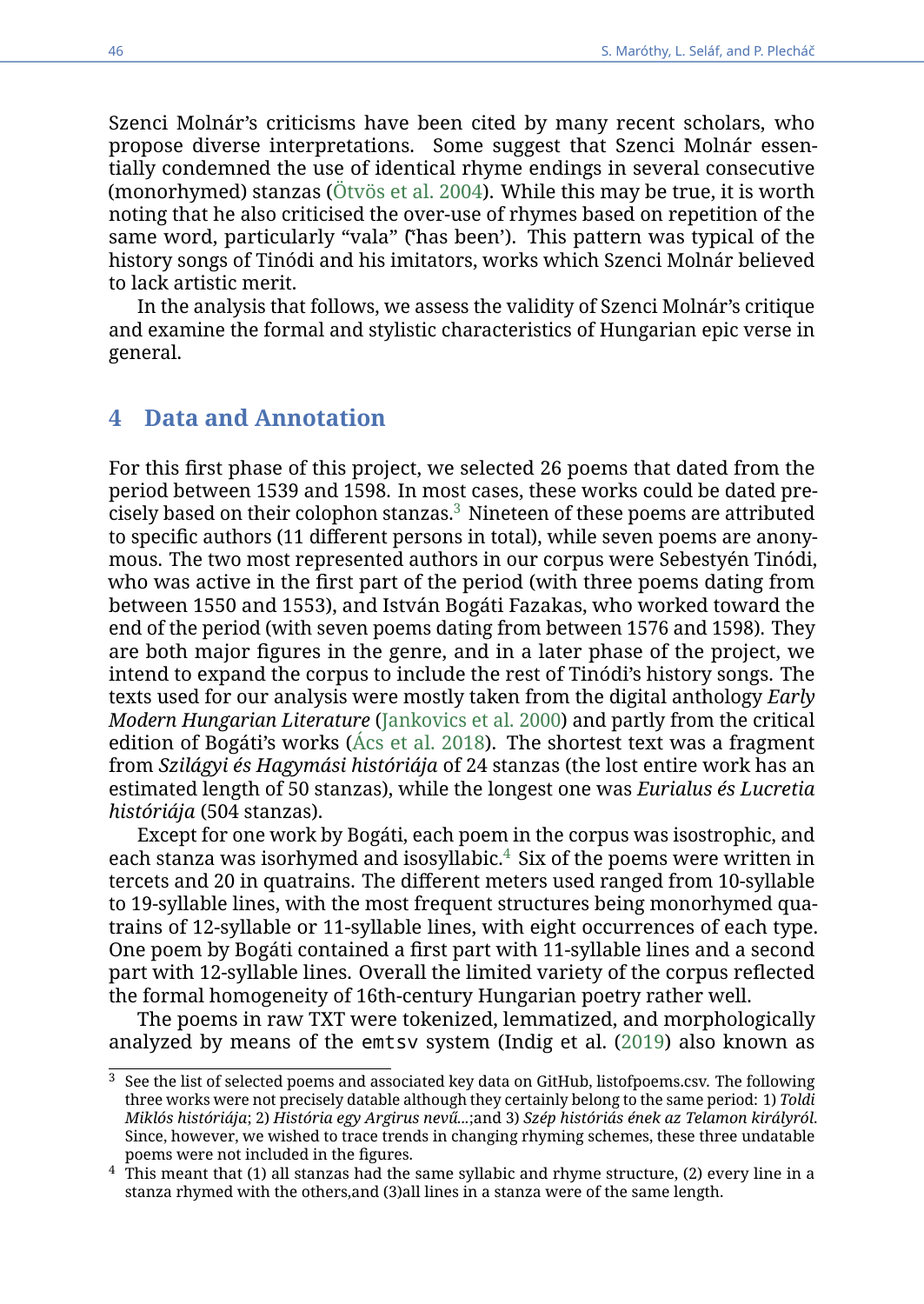Szenci Molnár's criticisms have been cited by many recent scholars, who propose diverse interpretations. Some suggest that Szenci Molnár essentially condemned the use of identical rhyme endings in several consecutive (monorhymed) stanzas (Ötvös et al. 2004). While this may be true, it is worth noting that he also criticised the over-use of rhymes based on repetition of the same word, particularly "vala" ('has been'). This pattern was typical of the history songs of Tinódi and his imitators, works which Szenci Molnár believed to lack artistic merit.

In the analysis that follows, we assess the validity of Szenci Molnár's critique and examine the formal and stylistic characteristics of Hungarian epic verse in general.

## 4 Data and Annotation

For this first phase of this project, we selected 26 poems that dated from the period between 1539 and 1598. In most cases, these works could be dated precisely based on their colophon stanzas.[3] Nineteen of these poems are attributed to specific authors (11 different persons in total), while seven poems are anonymous. The two most represented authors in our corpus were Sebestyén Tinódi, who was active in the first part of the period (with three poems dating from between 1550 and 1553), and István Bogáti Fazakas, who worked toward the end of the period (with seven poems dating from between 1576 and 1598). They are both major figures in the genre, and in a later phase of the project, we intend to expand the corpus to include the rest of Tinódi's history songs. The texts used for our analysis were mostly taken from the digital anthology *Early Modern Hungarian Literature* (Jankovics et al. 2000) and partly from the critical edition of Bogáti's works (Ács et al. 2018). The shortest text was a fragment from *Szilágyi és Hagymási históriája* of 24 stanzas (the lost entire work has an estimated length of 50 stanzas), while the longest one was *Eurialus és Lucretia históriája* (504 stanzas).

Except for one work by Bogáti, each poem in the corpus was isostrophic, and each stanza was isorhymed and isosyllabic.[4] Six of the poems were written in tercets and 20 in quatrains. The different meters used ranged from 10-syllable to 19-syllable lines, with the most frequent structures being monorhymed quatrains of 12-syllable or 11-syllable lines, with eight occurrences of each type. One poem by Bogáti contained a first part with 11-syllable lines and a second part with 12-syllable lines. Overall the limited variety of the corpus reflected the formal homogeneity of 16th-century Hungarian poetry rather well.

The poems in raw TXT were tokenized, lemmatized, and morphologically analyzed by means of the `emtsv` system (Indig et al. (2019) also known as

---

[3] See the list of selected poems and associated key data on GitHub, listofpoems.csv. The following three works were not precisely datable although they certainly belong to the same period: 1) *Toldi Miklós históriája*; 2) *História egy Argirus nevű...*;and 3) *Szép históriás ének az Telamon királyról*. Since, however, we wished to trace trends in changing rhyming schemes, these three undatable poems were not included in the figures.

[4] This meant that (1) all stanzas had the same syllabic and rhyme structure, (2) every line in a stanza rhymed with the others,and (3)all lines in a stanza were of the same length.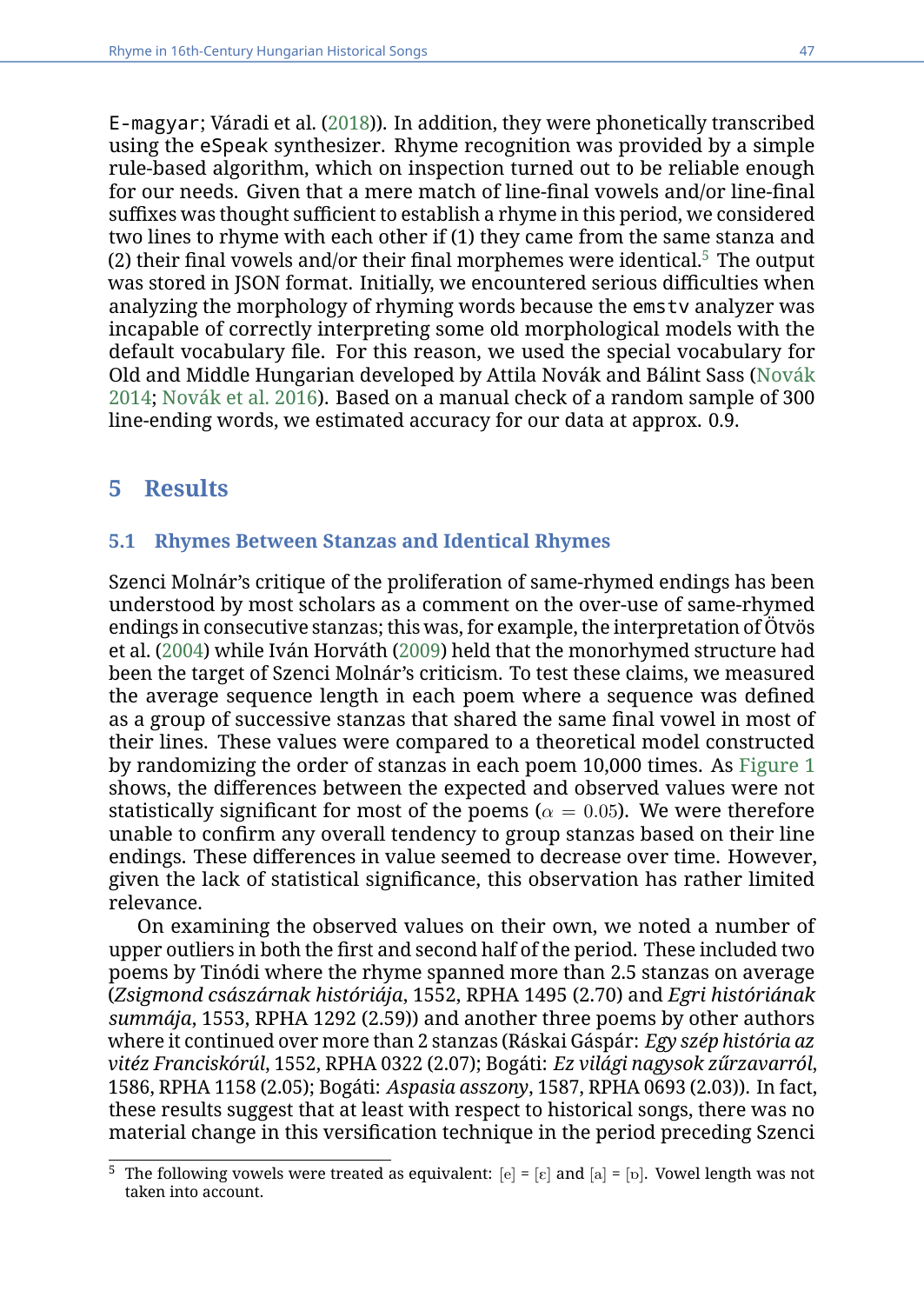E-magyar; Váradi et al. (2018)). In addition, they were phonetically transcribed using the eSpeak synthesizer. Rhyme recognition was provided by a simple rule-based algorithm, which on inspection turned out to be reliable enough for our needs. Given that a mere match of line-final vowels and/or line-final suffixes was thought sufficient to establish a rhyme in this period, we considered two lines to rhyme with each other if (1) they came from the same stanza and (2) their final vowels and/or their final morphemes were identical.[5] The output was stored in JSON format. Initially, we encountered serious difficulties when analyzing the morphology of rhyming words because the emstv analyzer was incapable of correctly interpreting some old morphological models with the default vocabulary file. For this reason, we used the special vocabulary for Old and Middle Hungarian developed by Attila Novák and Bálint Sass (Novák 2014; Novák et al. 2016). Based on a manual check of a random sample of 300 line-ending words, we estimated accuracy for our data at approx. 0.9.

## 5 Results

### 5.1 Rhymes Between Stanzas and Identical Rhymes

Szenci Molnár's critique of the proliferation of same-rhymed endings has been understood by most scholars as a comment on the over-use of same-rhymed endings in consecutive stanzas; this was, for example, the interpretation of Ötvös et al. (2004) while Iván Horváth (2009) held that the monorhymed structure had been the target of Szenci Molnár's criticism. To test these claims, we measured the average sequence length in each poem where a sequence was defined as a group of successive stanzas that shared the same final vowel in most of their lines. These values were compared to a theoretical model constructed by randomizing the order of stanzas in each poem 10,000 times. As Figure 1 shows, the differences between the expected and observed values were not statistically significant for most of the poems ($\alpha = 0.05$). We were therefore unable to confirm any overall tendency to group stanzas based on their line endings. These differences in value seemed to decrease over time. However, given the lack of statistical significance, this observation has rather limited relevance.

On examining the observed values on their own, we noted a number of upper outliers in both the first and second half of the period. These included two poems by Tinódi where the rhyme spanned more than 2.5 stanzas on average (*Zsigmond császárnak históriája*, 1552, RPHA 1495 (2.70) and *Egri históriának summája*, 1553, RPHA 1292 (2.59)) and another three poems by other authors where it continued over more than 2 stanzas (Ráskai Gáspár: *Egy szép história az vitéz Franciskórúl*, 1552, RPHA 0322 (2.07); Bogáti: *Ez világi nagysok zűrzavarról*, 1586, RPHA 1158 (2.05); Bogáti: *Aspasia asszony*, 1587, RPHA 0693 (2.03)). In fact, these results suggest that at least with respect to historical songs, there was no material change in this versification technique in the period preceding Szenci

[5] The following vowels were treated as equivalent: [e] = [ɛ] and [a] = [ɒ]. Vowel length was not taken into account.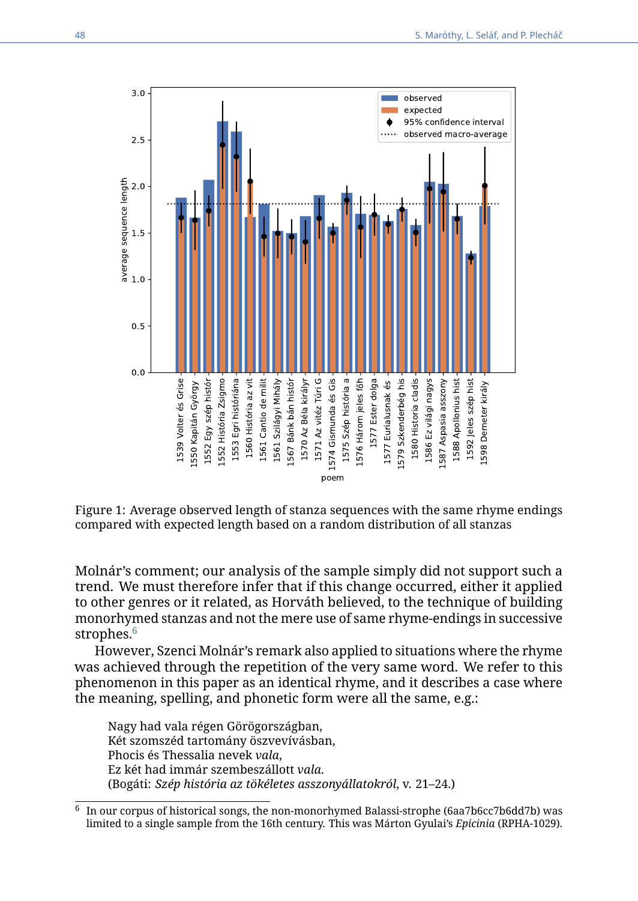Figure 1: Average observed length of stanza sequences with the same rhyme endings compared with expected length based on a random distribution of all stanzas

Molnár's comment; our analysis of the sample simply did not support such a trend. We must therefore infer that if this change occurred, either it applied to other genres or it related, as Horváth believed, to the technique of building monorhymed stanzas and not the mere use of same rhyme-endings in successive strophes.[6]

However, Szenci Molnár's remark also applied to situations where the rhyme was achieved through the repetition of the very same word. We refer to this phenomenon in this paper as an identical rhyme, and it describes a case where the meaning, spelling, and phonetic form were all the same, e.g.:

> Nagy had vala régen Görögországban,
> Két szomszéd tartomány öszvevívásban,
> Phocis és Thessalia nevek *vala*,
> Ez két had immár szembeszállott *vala*.
> (Bogáti: *Szép história az tökéletes asszonyállatokról*, v. 21–24.)

[6] In our corpus of historical songs, the non-monorhymed Balassi-strophe (6aa7b6cc7b6dd7b) was limited to a single sample from the 16th century. This was Márton Gyulai's *Epicinia* (RPHA-1029).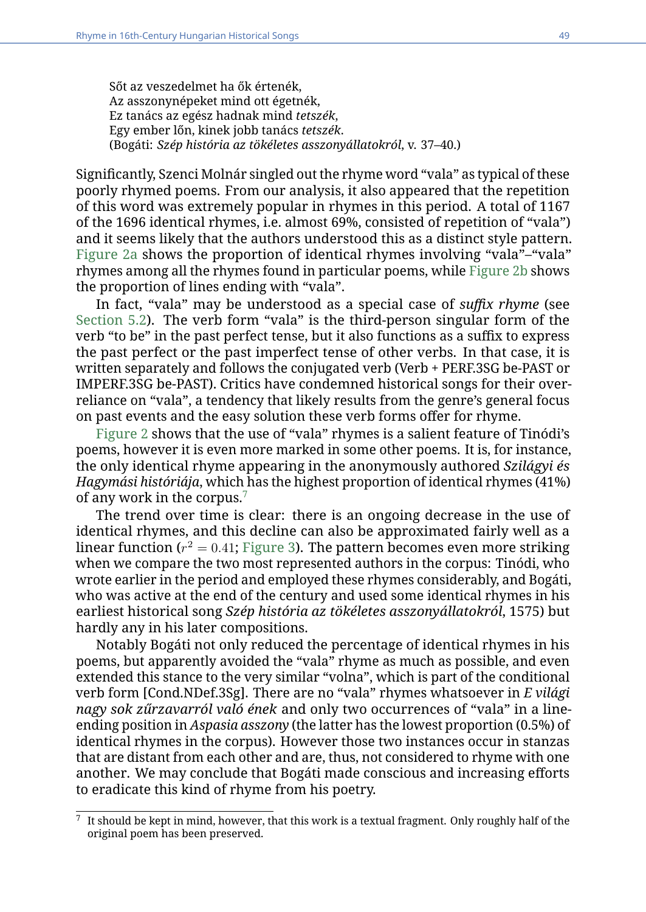> Sőt az veszedelmet ha ők értenék,
> Az asszonynépeket mind ott égetnék,
> Ez tanács az egész hadnak mind *tetszék*,
> Egy ember lőn, kinek jobb tanács *tetszék*.
> (Bogáti: *Szép história az tökéletes asszonyállatokról*, v. 37–40.)

Significantly, Szenci Molnár singled out the rhyme word "vala" as typical of these poorly rhymed poems. From our analysis, it also appeared that the repetition of this word was extremely popular in rhymes in this period. A total of 1167 of the 1696 identical rhymes, i.e. almost 69%, consisted of repetition of "vala") and it seems likely that the authors understood this as a distinct style pattern. Figure 2a shows the proportion of identical rhymes involving "vala"–"vala" rhymes among all the rhymes found in particular poems, while Figure 2b shows the proportion of lines ending with "vala".

In fact, "vala" may be understood as a special case of *suffix rhyme* (see Section 5.2). The verb form "vala" is the third-person singular form of the verb "to be" in the past perfect tense, but it also functions as a suffix to express the past perfect or the past imperfect tense of other verbs. In that case, it is written separately and follows the conjugated verb (Verb + PERF.3SG be-PAST or IMPERF.3SG be-PAST). Critics have condemned historical songs for their overreliance on "vala", a tendency that likely results from the genre's general focus on past events and the easy solution these verb forms offer for rhyme.

Figure 2 shows that the use of "vala" rhymes is a salient feature of Tinódi's poems, however it is even more marked in some other poems. It is, for instance, the only identical rhyme appearing in the anonymously authored *Szilágyi és Hagymási históriája*, which has the highest proportion of identical rhymes (41%) of any work in the corpus.[7]

The trend over time is clear: there is an ongoing decrease in the use of identical rhymes, and this decline can also be approximated fairly well as a linear function ($r^2 = 0.41$; Figure 3). The pattern becomes even more striking when we compare the two most represented authors in the corpus: Tinódi, who wrote earlier in the period and employed these rhymes considerably, and Bogáti, who was active at the end of the century and used some identical rhymes in his earliest historical song *Szép história az tökéletes asszonyállatokról*, 1575) but hardly any in his later compositions.

Notably Bogáti not only reduced the percentage of identical rhymes in his poems, but apparently avoided the "vala" rhyme as much as possible, and even extended this stance to the very similar "volna", which is part of the conditional verb form [Cond.NDef.3Sg]. There are no "vala" rhymes whatsoever in *E világi nagy sok zűrzavarról való ének* and only two occurrences of "vala" in a line-ending position in *Aspasia asszony* (the latter has the lowest proportion (0.5%) of identical rhymes in the corpus). However those two instances occur in stanzas that are distant from each other and are, thus, not considered to rhyme with one another. We may conclude that Bogáti made conscious and increasing efforts to eradicate this kind of rhyme from his poetry.

---

[7] It should be kept in mind, however, that this work is a textual fragment. Only roughly half of the original poem has been preserved.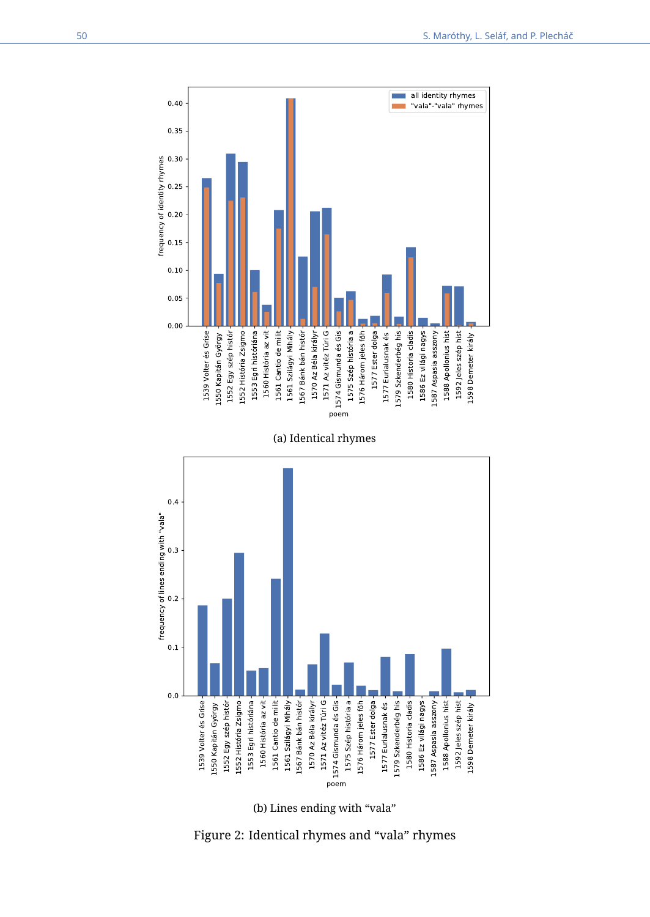(a) Identical rhymes

(b) Lines ending with "vala"

Figure 2: Identical rhymes and "vala" rhymes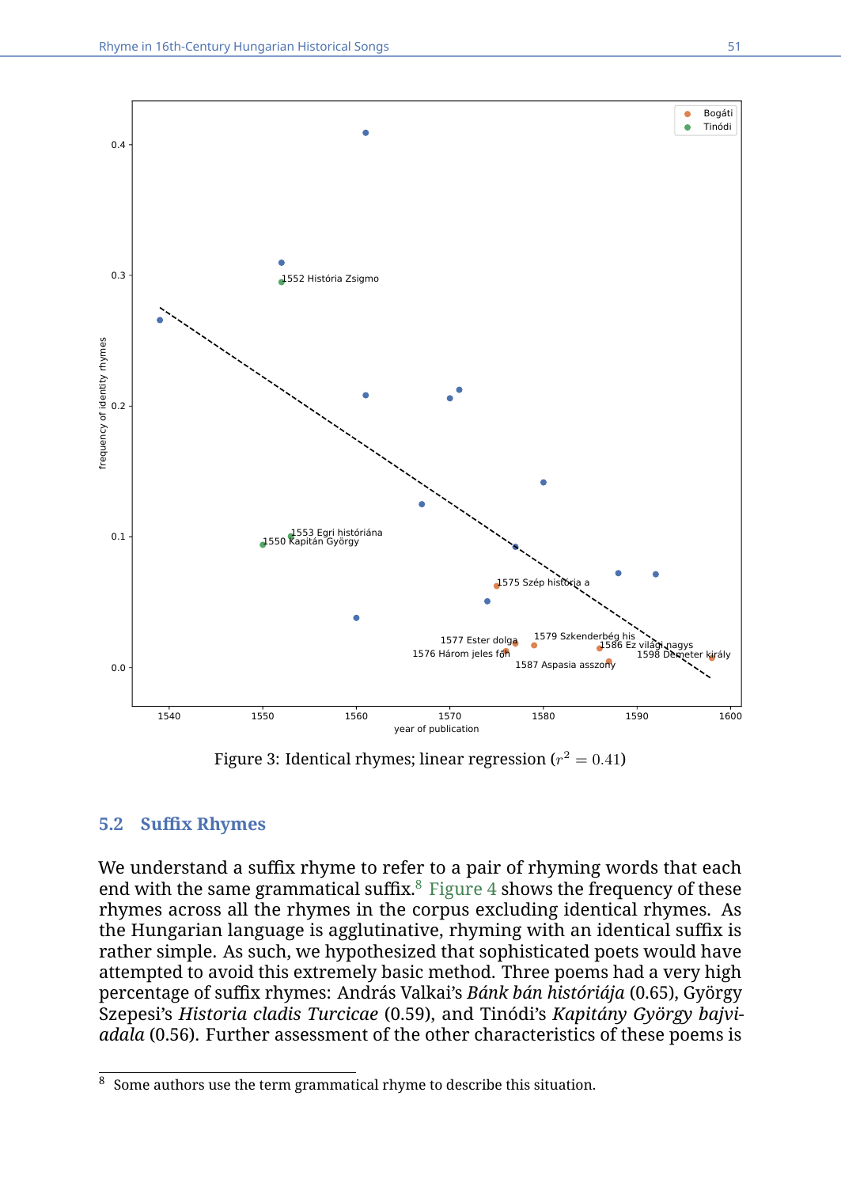Figure 3: Identical rhymes; linear regression ($r^2 = 0.41$)

## 5.2 Suffix Rhymes

We understand a suffix rhyme to refer to a pair of rhyming words that each end with the same grammatical suffix.[8] Figure 4 shows the frequency of these rhymes across all the rhymes in the corpus excluding identical rhymes. As the Hungarian language is agglutinative, rhyming with an identical suffix is rather simple. As such, we hypothesized that sophisticated poets would have attempted to avoid this extremely basic method. Three poems had a very high percentage of suffix rhymes: András Valkai's *Bánk bán históriája* (0.65), György Szepesi's *Historia cladis Turcicae* (0.59), and Tinódi's *Kapitány György bajviadala* (0.56). Further assessment of the other characteristics of these poems is

[8] Some authors use the term grammatical rhyme to describe this situation.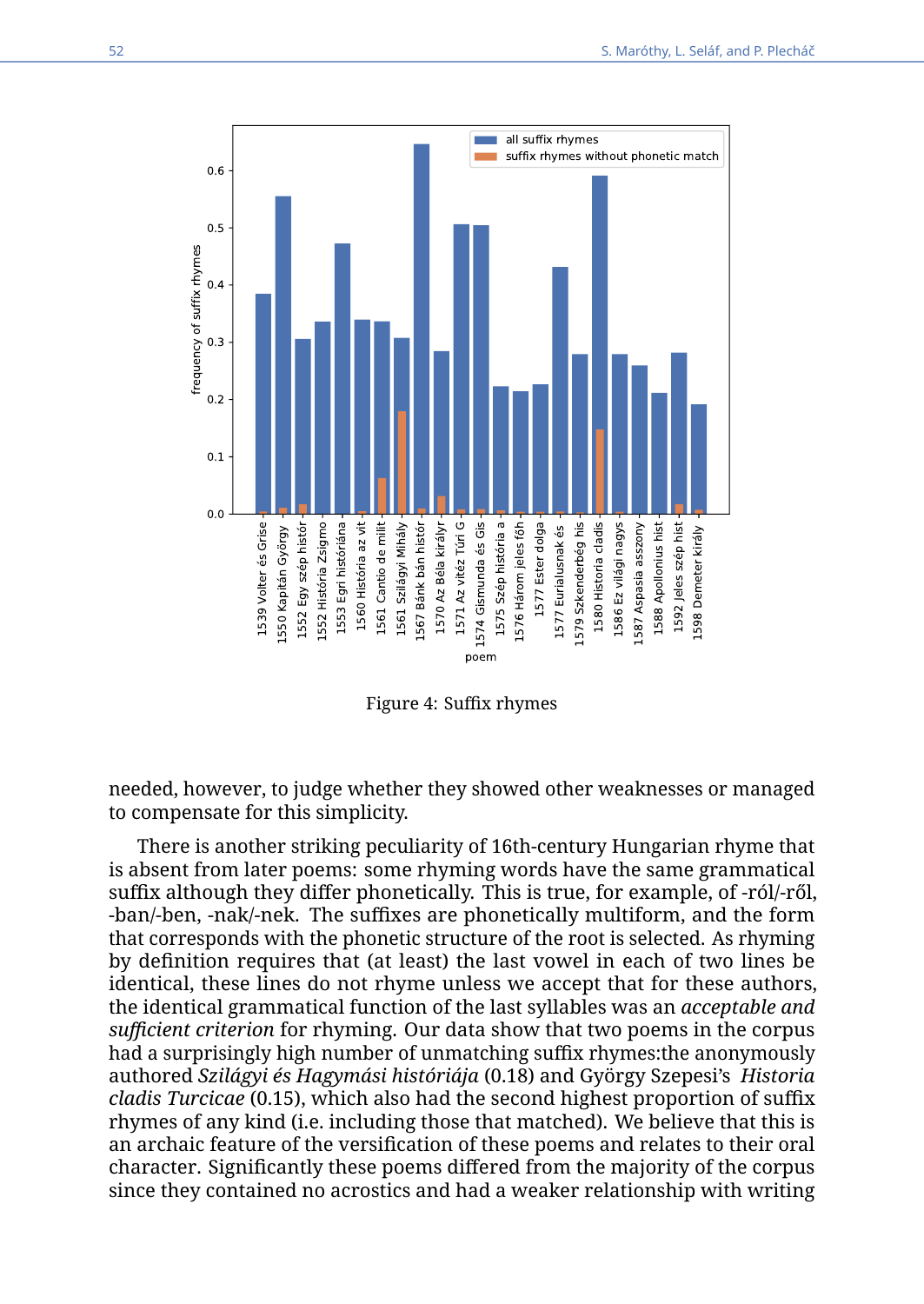Figure 4: Suffix rhymes

needed, however, to judge whether they showed other weaknesses or managed to compensate for this simplicity.

There is another striking peculiarity of 16th-century Hungarian rhyme that is absent from later poems: some rhyming words have the same grammatical suffix although they differ phonetically. This is true, for example, of -ról/-ről, -ban/-ben, -nak/-nek. The suffixes are phonetically multiform, and the form that corresponds with the phonetic structure of the root is selected. As rhyming by definition requires that (at least) the last vowel in each of two lines be identical, these lines do not rhyme unless we accept that for these authors, the identical grammatical function of the last syllables was an *acceptable and sufficient criterion* for rhyming. Our data show that two poems in the corpus had a surprisingly high number of unmatching suffix rhymes:the anonymously authored *Szilágyi és Hagymási históriája* (0.18) and György Szepesi's *Historia cladis Turcicae* (0.15), which also had the second highest proportion of suffix rhymes of any kind (i.e. including those that matched). We believe that this is an archaic feature of the versification of these poems and relates to their oral character. Significantly these poems differed from the majority of the corpus since they contained no acrostics and had a weaker relationship with writing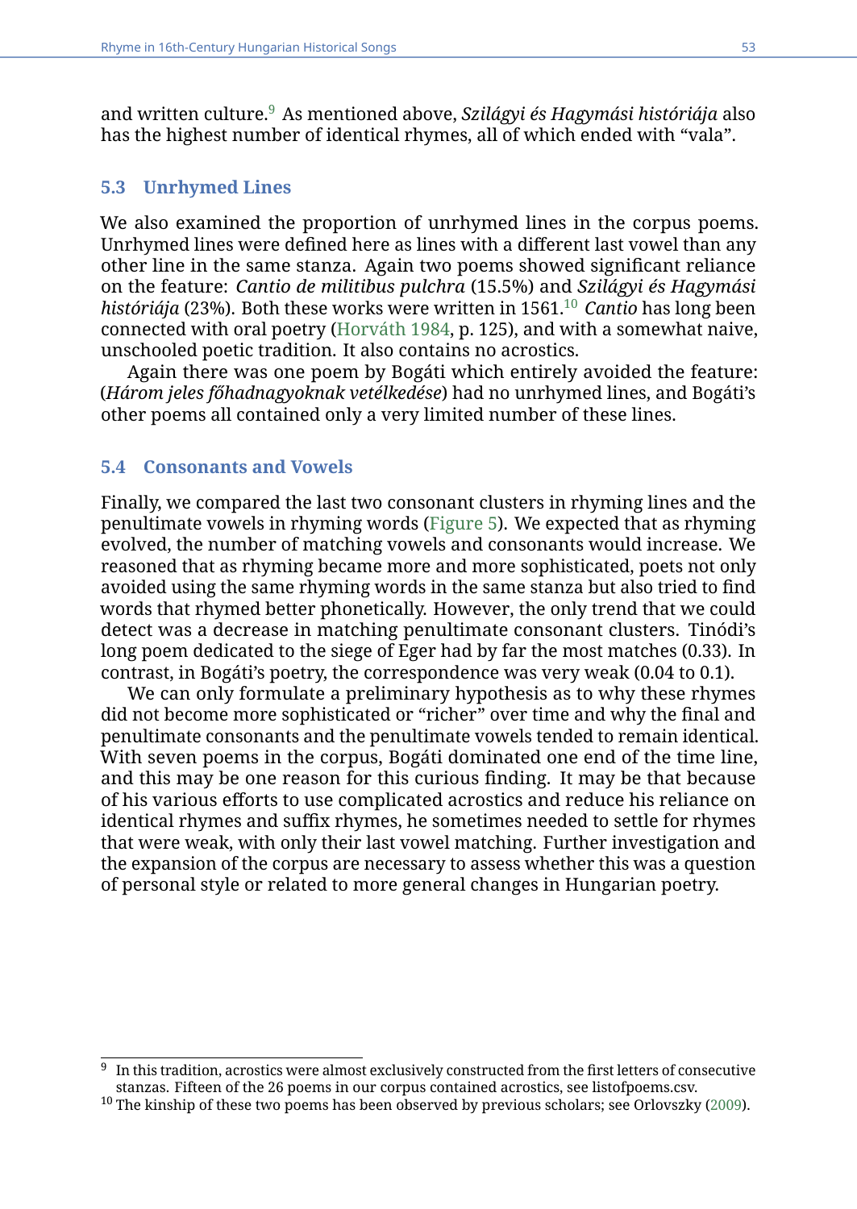and written culture.[9] As mentioned above, *Szilágyi és Hagymási históriája* also has the highest number of identical rhymes, all of which ended with "vala".

## 5.3 Unrhymed Lines

We also examined the proportion of unrhymed lines in the corpus poems. Unrhymed lines were defined here as lines with a different last vowel than any other line in the same stanza. Again two poems showed significant reliance on the feature: *Cantio de militibus pulchra* (15.5%) and *Szilágyi és Hagymási históriája* (23%). Both these works were written in 1561.[10] *Cantio* has long been connected with oral poetry (Horváth 1984, p. 125), and with a somewhat naive, unschooled poetic tradition. It also contains no acrostics.

Again there was one poem by Bogáti which entirely avoided the feature: (*Három jeles főhadnagyoknak vetélkedése*) had no unrhymed lines, and Bogáti's other poems all contained only a very limited number of these lines.

## 5.4 Consonants and Vowels

Finally, we compared the last two consonant clusters in rhyming lines and the penultimate vowels in rhyming words (Figure 5). We expected that as rhyming evolved, the number of matching vowels and consonants would increase. We reasoned that as rhyming became more and more sophisticated, poets not only avoided using the same rhyming words in the same stanza but also tried to find words that rhymed better phonetically. However, the only trend that we could detect was a decrease in matching penultimate consonant clusters. Tinódi's long poem dedicated to the siege of Eger had by far the most matches (0.33). In contrast, in Bogáti's poetry, the correspondence was very weak (0.04 to 0.1).

We can only formulate a preliminary hypothesis as to why these rhymes did not become more sophisticated or "richer" over time and why the final and penultimate consonants and the penultimate vowels tended to remain identical. With seven poems in the corpus, Bogáti dominated one end of the time line, and this may be one reason for this curious finding. It may be that because of his various efforts to use complicated acrostics and reduce his reliance on identical rhymes and suffix rhymes, he sometimes needed to settle for rhymes that were weak, with only their last vowel matching. Further investigation and the expansion of the corpus are necessary to assess whether this was a question of personal style or related to more general changes in Hungarian poetry.

---

[9] In this tradition, acrostics were almost exclusively constructed from the first letters of consecutive stanzas. Fifteen of the 26 poems in our corpus contained acrostics, see listofpoems.csv.

[10] The kinship of these two poems has been observed by previous scholars; see Orlovszky (2009).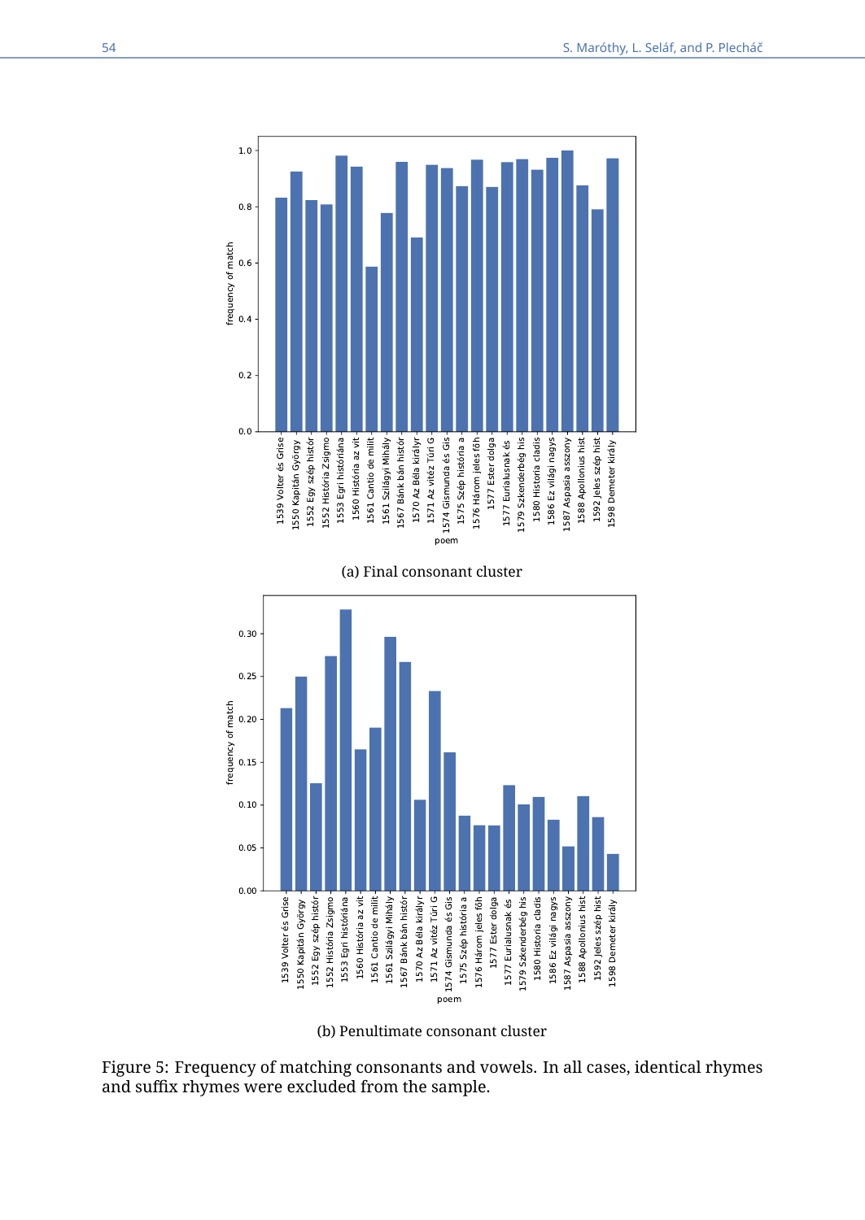(a) Final consonant cluster

(b) Penultimate consonant cluster

Figure 5: Frequency of matching consonants and vowels. In all cases, identical rhymes and suffix rhymes were excluded from the sample.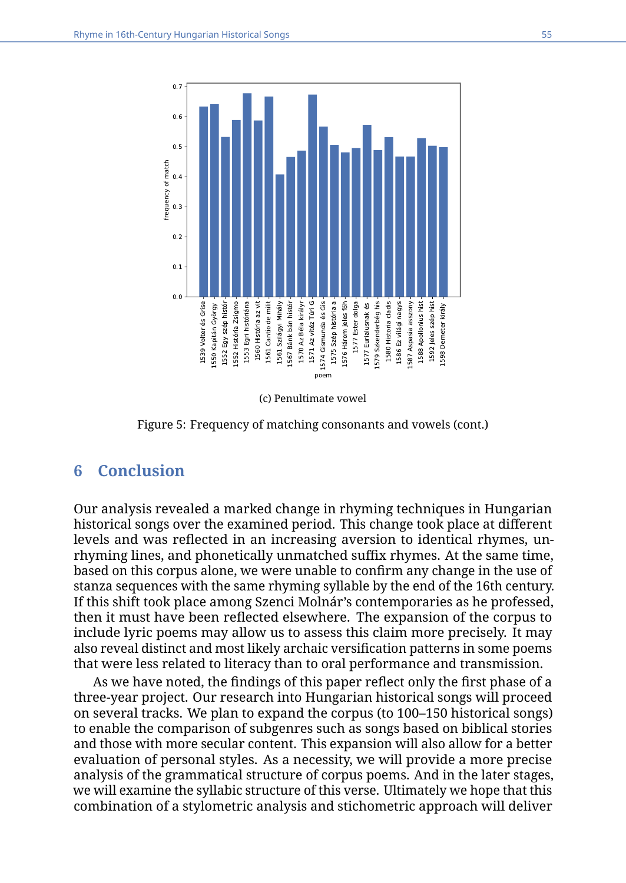(c) Penultimate vowel

Figure 5: Frequency of matching consonants and vowels (cont.)

## 6 Conclusion

Our analysis revealed a marked change in rhyming techniques in Hungarian historical songs over the examined period. This change took place at different levels and was reflected in an increasing aversion to identical rhymes, unrhyming lines, and phonetically unmatched suffix rhymes. At the same time, based on this corpus alone, we were unable to confirm any change in the use of stanza sequences with the same rhyming syllable by the end of the 16th century. If this shift took place among Szenci Molnár's contemporaries as he professed, then it must have been reflected elsewhere. The expansion of the corpus to include lyric poems may allow us to assess this claim more precisely. It may also reveal distinct and most likely archaic versification patterns in some poems that were less related to literacy than to oral performance and transmission.

As we have noted, the findings of this paper reflect only the first phase of a three-year project. Our research into Hungarian historical songs will proceed on several tracks. We plan to expand the corpus (to 100–150 historical songs) to enable the comparison of subgenres such as songs based on biblical stories and those with more secular content. This expansion will also allow for a better evaluation of personal styles. As a necessity, we will provide a more precise analysis of the grammatical structure of corpus poems. And in the later stages, we will examine the syllabic structure of this verse. Ultimately we hope that this combination of a stylometric analysis and stichometric approach will deliver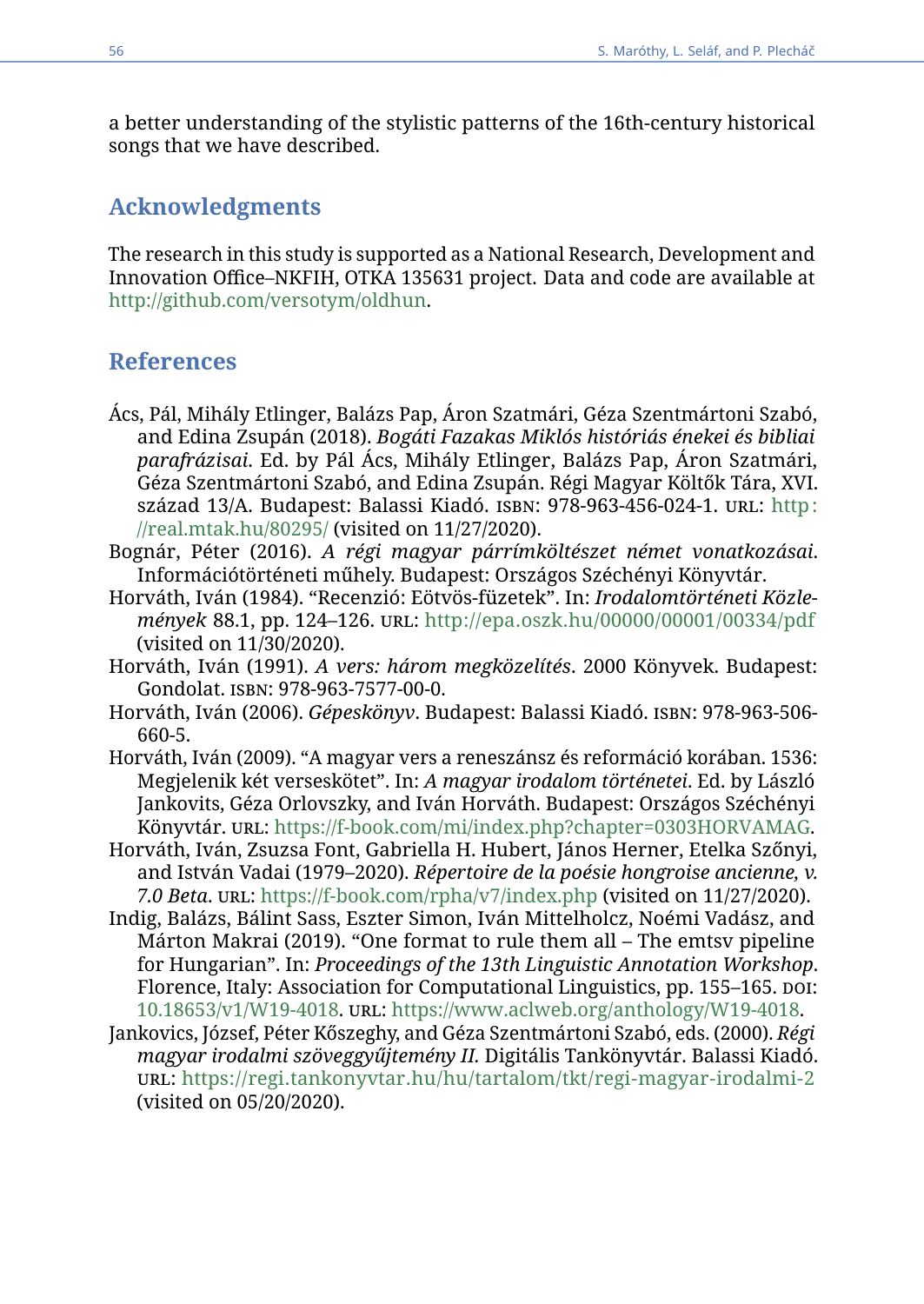a better understanding of the stylistic patterns of the 16th-century historical songs that we have described.

## Acknowledgments

The research in this study is supported as a National Research, Development and Innovation Office–NKFIH, OTKA 135631 project. Data and code are available at http://github.com/versotym/oldhun.

## References

Ács, Pál, Mihály Etlinger, Balázs Pap, Áron Szatmári, Géza Szentmártoni Szabó, and Edina Zsupán (2018). *Bogáti Fazakas Miklós históriás énekei és bibliai parafrázisai*. Ed. by Pál Ács, Mihály Etlinger, Balázs Pap, Áron Szatmári, Géza Szentmártoni Szabó, and Edina Zsupán. Régi Magyar Költők Tára, XVI. század 13/A. Budapest: Balassi Kiadó. ISBN: 978-963-456-024-1. URL: http://real.mtak.hu/80295/ (visited on 11/27/2020).

Bognár, Péter (2016). *A régi magyar párrímköltészet német vonatkozásai*. Információtörténeti műhely. Budapest: Országos Széchényi Könyvtár.

Horváth, Iván (1984). "Recenzió: Eötvös-füzetek". In: *Irodalomtörténeti Közlemények* 88.1, pp. 124–126. URL: http://epa.oszk.hu/00000/00001/00334/pdf (visited on 11/30/2020).

Horváth, Iván (1991). *A vers: három megközelítés*. 2000 Könyvek. Budapest: Gondolat. ISBN: 978-963-7577-00-0.

Horváth, Iván (2006). *Gépeskönyv*. Budapest: Balassi Kiadó. ISBN: 978-963-506-660-5.

Horváth, Iván (2009). "A magyar vers a reneszánsz és reformáció korában. 1536: Megjelenik két verseskötet". In: *A magyar irodalom történetei*. Ed. by László Jankovits, Géza Orlovszky, and Iván Horváth. Budapest: Országos Széchényi Könyvtár. URL: https://f-book.com/mi/index.php?chapter=0303HORVAMAG.

Horváth, Iván, Zsuzsa Font, Gabriella H. Hubert, János Herner, Etelka Szőnyi, and István Vadai (1979–2020). *Répertoire de la poésie hongroise ancienne, v. 7.0 Beta*. URL: https://f-book.com/rpha/v7/index.php (visited on 11/27/2020).

Indig, Balázs, Bálint Sass, Eszter Simon, Iván Mittelholcz, Noémi Vadász, and Márton Makrai (2019). "One format to rule them all – The emtsv pipeline for Hungarian". In: *Proceedings of the 13th Linguistic Annotation Workshop*. Florence, Italy: Association for Computational Linguistics, pp. 155–165. DOI: 10.18653/v1/W19-4018. URL: https://www.aclweb.org/anthology/W19-4018.

Jankovics, József, Péter Kőszeghy, and Géza Szentmártoni Szabó, eds. (2000). *Régi magyar irodalmi szöveggyűjtemény II.* Digitális Tankönyvtár. Balassi Kiadó. URL: https://regi.tankonyvtar.hu/hu/tartalom/tkt/regi-magyar-irodalmi-2 (visited on 05/20/2020).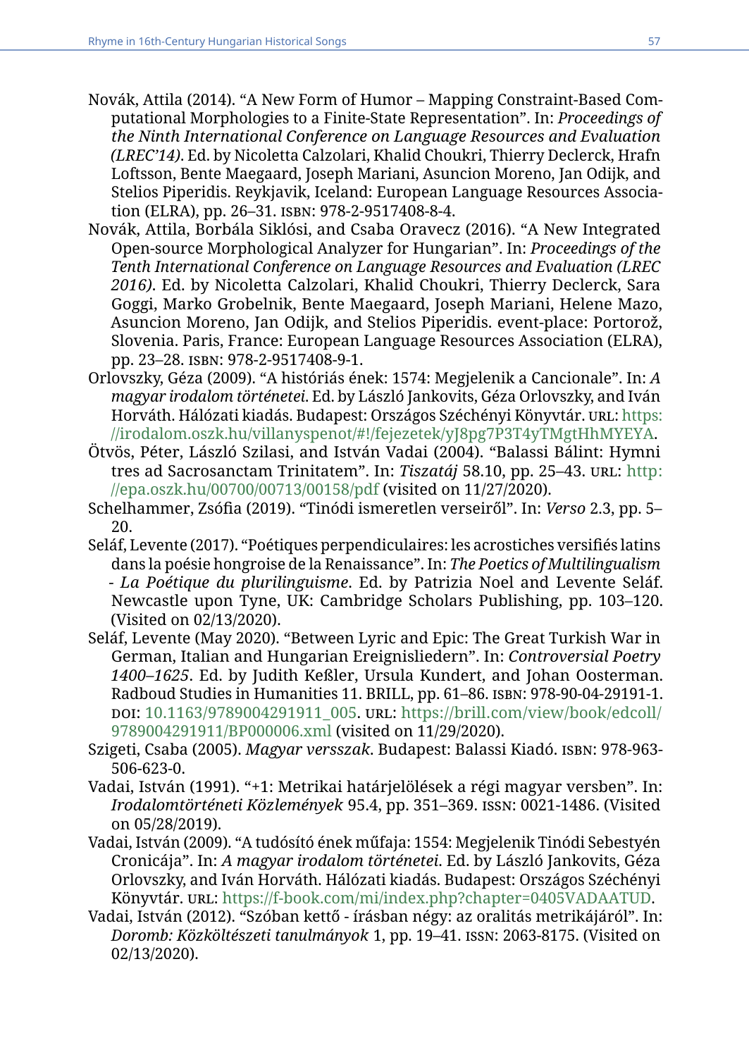Novák, Attila (2014). “A New Form of Humor – Mapping Constraint-Based Computational Morphologies to a Finite-State Representation”. In: *Proceedings of the Ninth International Conference on Language Resources and Evaluation (LREC’14)*. Ed. by Nicoletta Calzolari, Khalid Choukri, Thierry Declerck, Hrafn Loftsson, Bente Maegaard, Joseph Mariani, Asuncion Moreno, Jan Odijk, and Stelios Piperidis. Reykjavik, Iceland: European Language Resources Association (ELRA), pp. 26–31. ISBN: 978-2-9517408-8-4.

Novák, Attila, Borbála Siklósi, and Csaba Oravecz (2016). “A New Integrated Open-source Morphological Analyzer for Hungarian”. In: *Proceedings of the Tenth International Conference on Language Resources and Evaluation (LREC 2016)*. Ed. by Nicoletta Calzolari, Khalid Choukri, Thierry Declerck, Sara Goggi, Marko Grobelnik, Bente Maegaard, Joseph Mariani, Helene Mazo, Asuncion Moreno, Jan Odijk, and Stelios Piperidis. event-place: Portorož, Slovenia. Paris, France: European Language Resources Association (ELRA), pp. 23–28. ISBN: 978-2-9517408-9-1.

Orlovszky, Géza (2009). “A históriás ének: 1574: Megjelenik a Cancionale”. In: *A magyar irodalom történetei*. Ed. by László Jankovits, Géza Orlovszky, and Iván Horváth. Hálózati kiadás. Budapest: Országos Széchényi Könyvtár. URL: https://irodalom.oszk.hu/villanyspenot/#!/fejezetek/yJ8pg7P3T4yTMgtHhMYEYA.

Ötvös, Péter, László Szilasi, and István Vadai (2004). “Balassi Bálint: Hymni tres ad Sacrosanctam Trinitatem”. In: *Tiszatáj* 58.10, pp. 25–43. URL: http://epa.oszk.hu/00700/00713/00158/pdf (visited on 11/27/2020).

Schelhammer, Zsófia (2019). “Tinódi ismeretlen verseiről”. In: *Verso* 2.3, pp. 5–20.

Seláf, Levente (2017). “Poétiques perpendiculaires: les acrostiches versifiés latins dans la poésie hongroise de la Renaissance”. In: *The Poetics of Multilingualism - La Poétique du plurilinguisme*. Ed. by Patrizia Noel and Levente Seláf. Newcastle upon Tyne, UK: Cambridge Scholars Publishing, pp. 103–120. (Visited on 02/13/2020).

Seláf, Levente (May 2020). “Between Lyric and Epic: The Great Turkish War in German, Italian and Hungarian Ereignisliedern”. In: *Controversial Poetry 1400–1625*. Ed. by Judith Keßler, Ursula Kundert, and Johan Oosterman. Radboud Studies in Humanities 11. BRILL, pp. 61–86. ISBN: 978-90-04-29191-1. DOI: 10.1163/9789004291911_005. URL: https://brill.com/view/book/edcoll/9789004291911/BP000006.xml (visited on 11/29/2020).

Szigeti, Csaba (2005). *Magyar versszak*. Budapest: Balassi Kiadó. ISBN: 978-963-506-623-0.

Vadai, István (1991). “+1: Metrikai határjelölések a régi magyar versben”. In: *Irodalomtörténeti Közlemények* 95.4, pp. 351–369. ISSN: 0021-1486. (Visited on 05/28/2019).

Vadai, István (2009). “A tudósító ének műfaja: 1554: Megjelenik Tinódi Sebestyén Cronicája”. In: *A magyar irodalom történetei*. Ed. by László Jankovits, Géza Orlovszky, and Iván Horváth. Hálózati kiadás. Budapest: Országos Széchényi Könyvtár. URL: https://f-book.com/mi/index.php?chapter=0405VADAATUD.

Vadai, István (2012). “Szóban kettő - írásban négy: az oralitás metrikájáról”. In: *Doromb: Közköltészeti tanulmányok* 1, pp. 19–41. ISSN: 2063-8175. (Visited on 02/13/2020).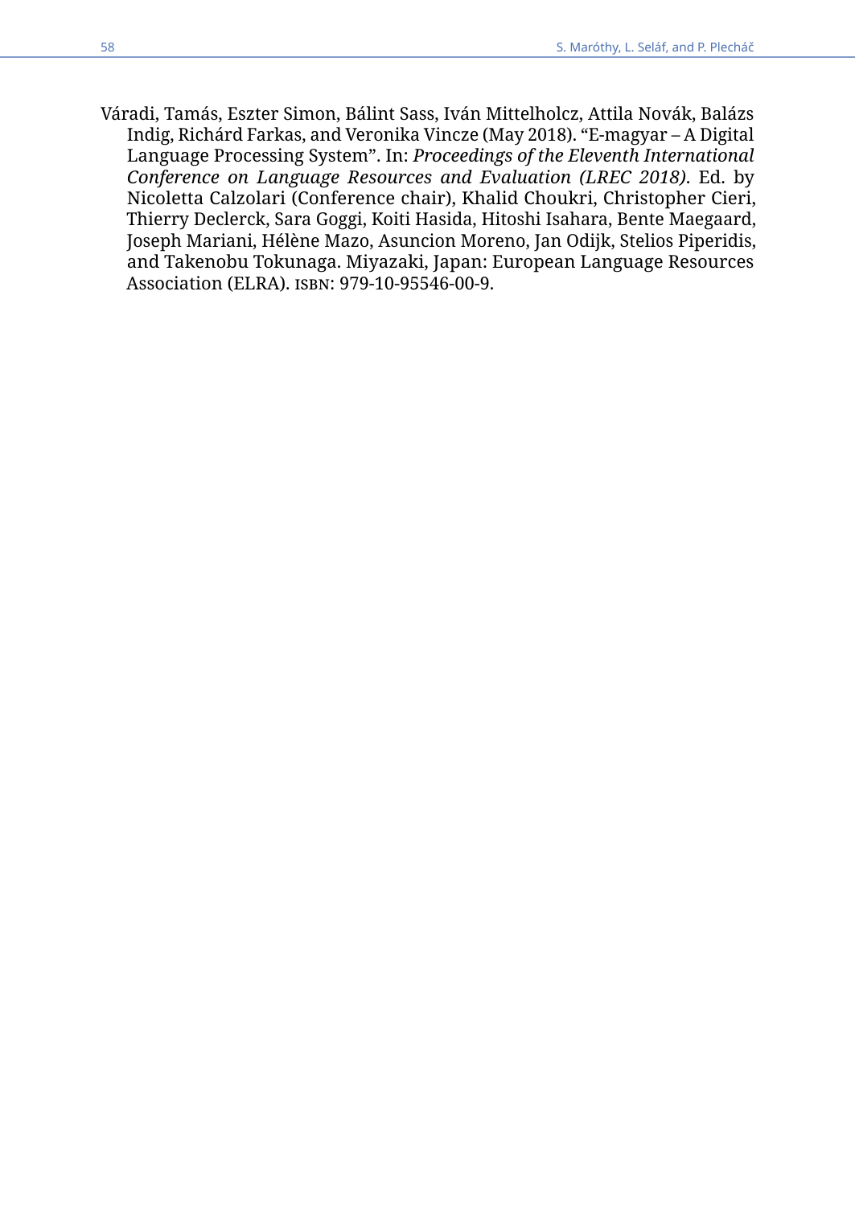Váradi, Tamás, Eszter Simon, Bálint Sass, Iván Mittelholcz, Attila Novák, Balázs Indig, Richárd Farkas, and Veronika Vincze (May 2018). "E-magyar – A Digital Language Processing System". In: *Proceedings of the Eleventh International Conference on Language Resources and Evaluation (LREC 2018)*. Ed. by Nicoletta Calzolari (Conference chair), Khalid Choukri, Christopher Cieri, Thierry Declerck, Sara Goggi, Koiti Hasida, Hitoshi Isahara, Bente Maegaard, Joseph Mariani, Hélène Mazo, Asuncion Moreno, Jan Odijk, Stelios Piperidis, and Takenobu Tokunaga. Miyazaki, Japan: European Language Resources Association (ELRA). ISBN: 979-10-95546-00-9.